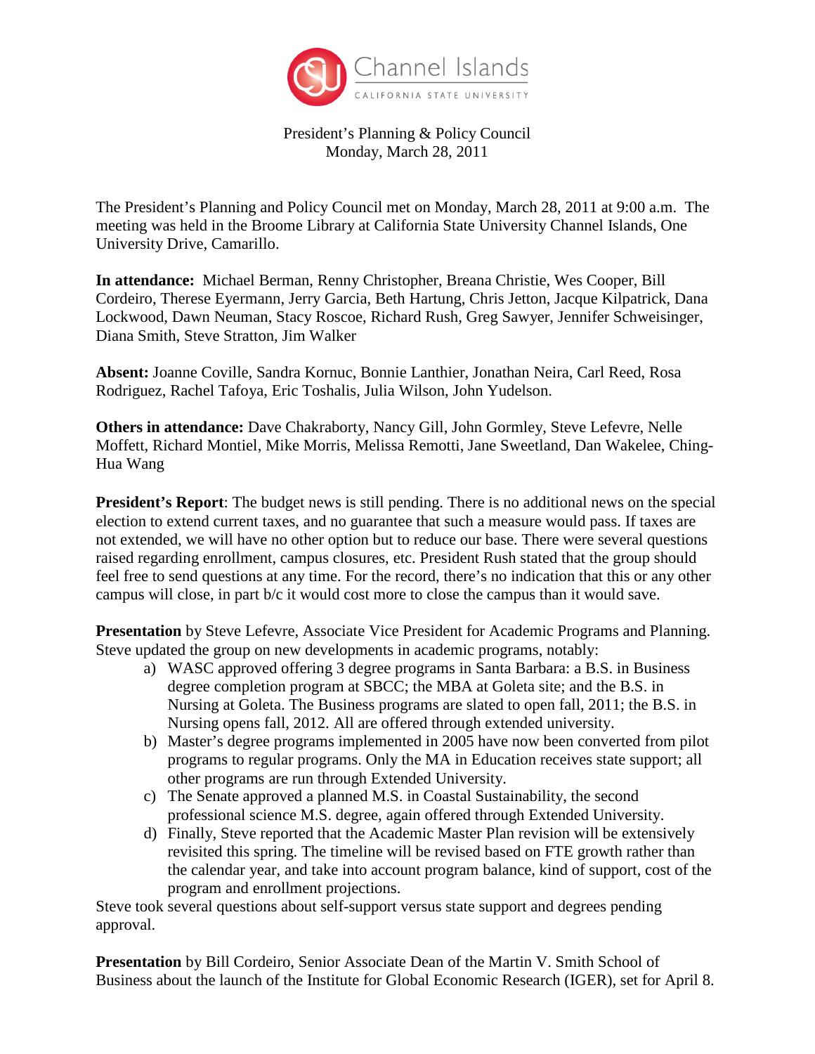Channel Islands
CALIFORNIA STATE UNIVERSITY

President's Planning & Policy Council
Monday, March 28, 2011

The President's Planning and Policy Council met on Monday, March 28, 2011 at 9:00 a.m. The meeting was held in the Broome Library at California State University Channel Islands, One University Drive, Camarillo.

**In attendance:** Michael Berman, Renny Christopher, Breana Christie, Wes Cooper, Bill Cordeiro, Therese Eyermann, Jerry Garcia, Beth Hartung, Chris Jetton, Jacque Kilpatrick, Dana Lockwood, Dawn Neuman, Stacy Roscoe, Richard Rush, Greg Sawyer, Jennifer Schweisinger, Diana Smith, Steve Stratton, Jim Walker

**Absent:** Joanne Coville, Sandra Kornuc, Bonnie Lanthier, Jonathan Neira, Carl Reed, Rosa Rodriguez, Rachel Tafoya, Eric Toshalis, Julia Wilson, John Yudelson.

**Others in attendance:** Dave Chakraborty, Nancy Gill, John Gormley, Steve Lefevre, Nelle Moffett, Richard Montiel, Mike Morris, Melissa Remotti, Jane Sweetland, Dan Wakelee, Ching-Hua Wang

**President's Report**: The budget news is still pending. There is no additional news on the special election to extend current taxes, and no guarantee that such a measure would pass. If taxes are not extended, we will have no other option but to reduce our base. There were several questions raised regarding enrollment, campus closures, etc. President Rush stated that the group should feel free to send questions at any time. For the record, there's no indication that this or any other campus will close, in part b/c it would cost more to close the campus than it would save.

**Presentation** by Steve Lefevre, Associate Vice President for Academic Programs and Planning. Steve updated the group on new developments in academic programs, notably:

a) WASC approved offering 3 degree programs in Santa Barbara: a B.S. in Business degree completion program at SBCC; the MBA at Goleta site; and the B.S. in Nursing at Goleta. The Business programs are slated to open fall, 2011; the B.S. in Nursing opens fall, 2012. All are offered through extended university.
b) Master's degree programs implemented in 2005 have now been converted from pilot programs to regular programs. Only the MA in Education receives state support; all other programs are run through Extended University.
c) The Senate approved a planned M.S. in Coastal Sustainability, the second professional science M.S. degree, again offered through Extended University.
d) Finally, Steve reported that the Academic Master Plan revision will be extensively revisited this spring. The timeline will be revised based on FTE growth rather than the calendar year, and take into account program balance, kind of support, cost of the program and enrollment projections.

Steve took several questions about self-support versus state support and degrees pending approval.

**Presentation** by Bill Cordeiro, Senior Associate Dean of the Martin V. Smith School of Business about the launch of the Institute for Global Economic Research (IGER), set for April 8.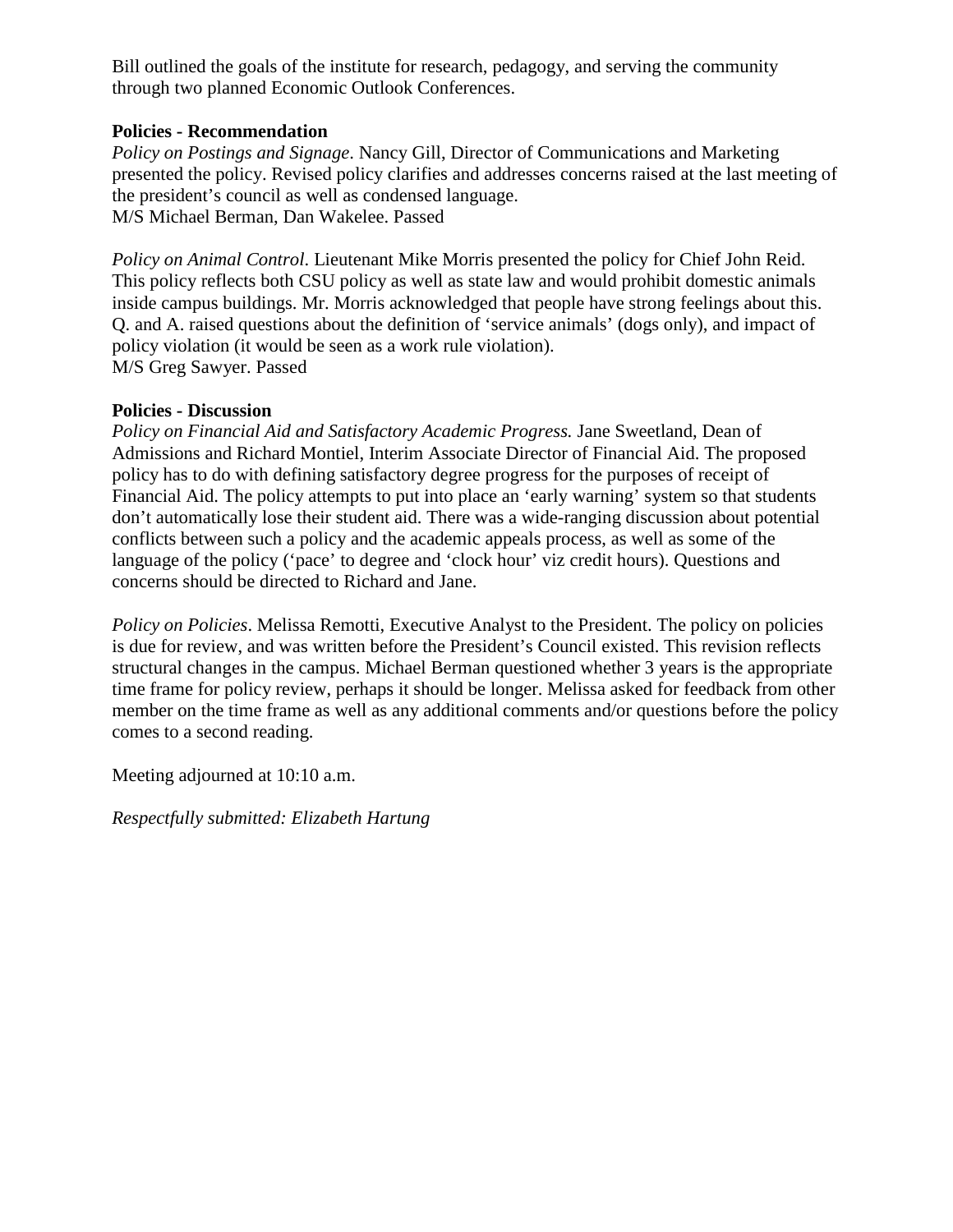Bill outlined the goals of the institute for research, pedagogy, and serving the community through two planned Economic Outlook Conferences.

**Policies - Recommendation**

*Policy on Postings and Signage*. Nancy Gill, Director of Communications and Marketing presented the policy. Revised policy clarifies and addresses concerns raised at the last meeting of the president's council as well as condensed language.
M/S Michael Berman, Dan Wakelee. Passed

*Policy on Animal Control*. Lieutenant Mike Morris presented the policy for Chief John Reid. This policy reflects both CSU policy as well as state law and would prohibit domestic animals inside campus buildings. Mr. Morris acknowledged that people have strong feelings about this. Q. and A. raised questions about the definition of 'service animals' (dogs only), and impact of policy violation (it would be seen as a work rule violation).
M/S Greg Sawyer. Passed

**Policies - Discussion**

*Policy on Financial Aid and Satisfactory Academic Progress.* Jane Sweetland, Dean of Admissions and Richard Montiel, Interim Associate Director of Financial Aid. The proposed policy has to do with defining satisfactory degree progress for the purposes of receipt of Financial Aid. The policy attempts to put into place an 'early warning' system so that students don't automatically lose their student aid. There was a wide-ranging discussion about potential conflicts between such a policy and the academic appeals process, as well as some of the language of the policy ('pace' to degree and 'clock hour' viz credit hours). Questions and concerns should be directed to Richard and Jane.

*Policy on Policies*. Melissa Remotti, Executive Analyst to the President. The policy on policies is due for review, and was written before the President's Council existed. This revision reflects structural changes in the campus. Michael Berman questioned whether 3 years is the appropriate time frame for policy review, perhaps it should be longer. Melissa asked for feedback from other member on the time frame as well as any additional comments and/or questions before the policy comes to a second reading.

Meeting adjourned at 10:10 a.m.

*Respectfully submitted: Elizabeth Hartung*